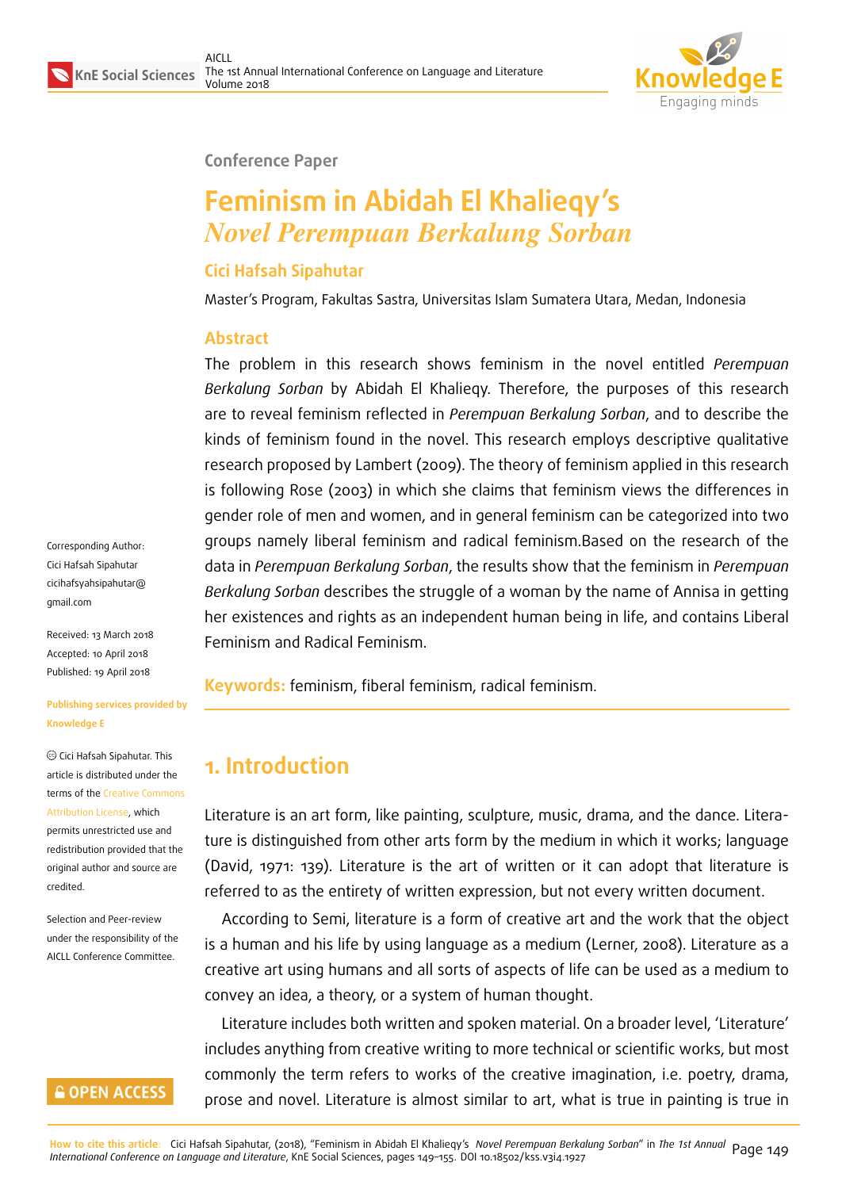Conference Paper

# Feminism in Abidah El Khalieqy's *Novel Perempuan Berkalung Sorban*

**Cici Hafsah Sipahutar**

Master's Program, Fakultas Sastra, Universitas Islam Sumatera Utara, Medan, Indonesia

## Abstract

The problem in this research shows feminism in the novel entitled *Perempuan Berkalung Sorban* by Abidah El Khalieqy. Therefore, the purposes of this research are to reveal feminism reflected in *Perempuan Berkalung Sorban*, and to describe the kinds of feminism found in the novel. This research employs descriptive qualitative research proposed by Lambert (2009). The theory of feminism applied in this research is following Rose (2003) in which she claims that feminism views the differences in gender role of men and women, and in general feminism can be categorized into two groups namely liberal feminism and radical feminism.Based on the research of the data in *Perempuan Berkalung Sorban*, the results show that the feminism in *Perempuan Berkalung Sorban* describes the struggle of a woman by the name of Annisa in getting her existences and rights as an independent human being in life, and contains Liberal Feminism and Radical Feminism.

**Keywords:** feminism, fiberal feminism, radical feminism.

Corresponding Author: Cici Hafsah Sipahutar cicihafsyahsipahutar@gmail.com

Received: 13 March 2018
Accepted: 10 April 2018
Published: 19 April 2018

Publishing services provided by Knowledge E

© Cici Hafsah Sipahutar. This article is distributed under the terms of the Creative Commons Attribution License, which permits unrestricted use and redistribution provided that the original author and source are credited.

Selection and Peer-review under the responsibility of the AICLL Conference Committee.

## 1. Introduction

Literature is an art form, like painting, sculpture, music, drama, and the dance. Literature is distinguished from other arts form by the medium in which it works; language (David, 1971: 139). Literature is the art of written or it can adopt that literature is referred to as the entirety of written expression, but not every written document.

According to Semi, literature is a form of creative art and the work that the object is a human and his life by using language as a medium (Lerner, 2008). Literature as a creative art using humans and all sorts of aspects of life can be used as a medium to convey an idea, a theory, or a system of human thought.

Literature includes both written and spoken material. On a broader level, 'Literature' includes anything from creative writing to more technical or scientific works, but most commonly the term refers to works of the creative imagination, i.e. poetry, drama, prose and novel. Literature is almost similar to art, what is true in painting is true in

**How to cite this article**: Cici Hafsah Sipahutar, (2018), "Feminism in Abidah El Khalieqy's *Novel Perempuan Berkalung Sorban*" in *The 1st Annual International Conference on Language and Literature*, KnE Social Sciences, pages 149–155. DOI 10.18502/kss.v3i4.1927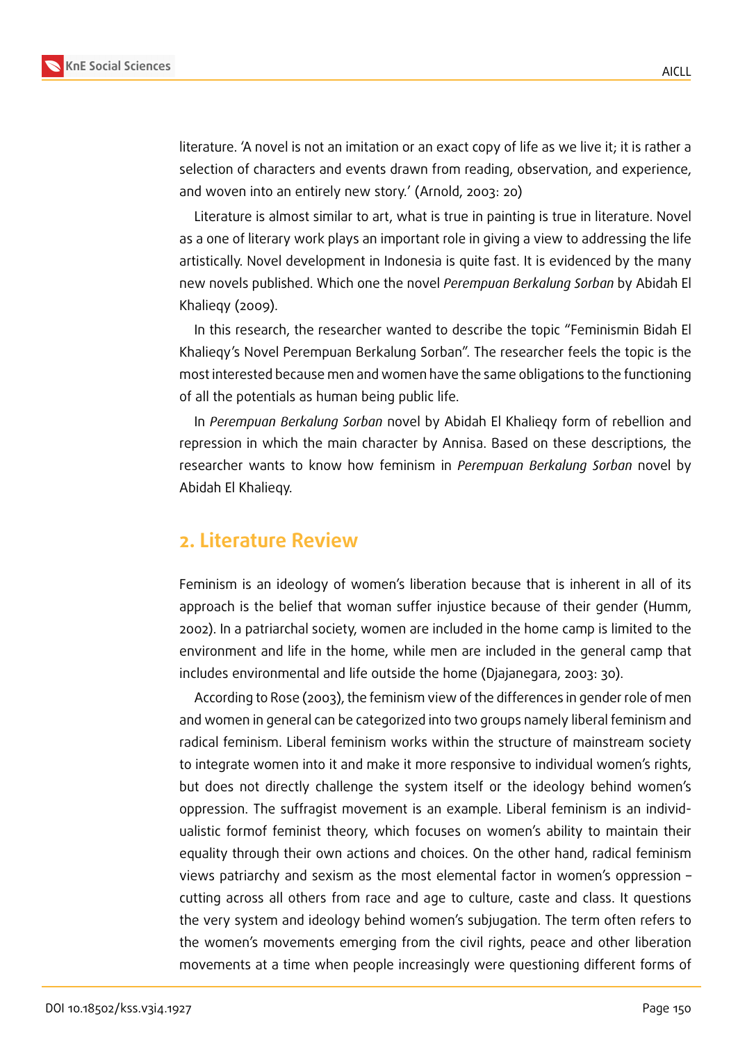literature. 'A novel is not an imitation or an exact copy of life as we live it; it is rather a selection of characters and events drawn from reading, observation, and experience, and woven into an entirely new story.' (Arnold, 2003: 20)

Literature is almost similar to art, what is true in painting is true in literature. Novel as a one of literary work plays an important role in giving a view to addressing the life artistically. Novel development in Indonesia is quite fast. It is evidenced by the many new novels published. Which one the novel *Perempuan Berkalung Sorban* by Abidah El Khalieqy (2009).

In this research, the researcher wanted to describe the topic "Feminismin Bidah El Khalieqy's Novel Perempuan Berkalung Sorban". The researcher feels the topic is the most interested because men and women have the same obligations to the functioning of all the potentials as human being public life.

In *Perempuan Berkalung Sorban* novel by Abidah El Khalieqy form of rebellion and repression in which the main character by Annisa. Based on these descriptions, the researcher wants to know how feminism in *Perempuan Berkalung Sorban* novel by Abidah El Khalieqy.

## 2. Literature Review

Feminism is an ideology of women's liberation because that is inherent in all of its approach is the belief that woman suffer injustice because of their gender (Humm, 2002). In a patriarchal society, women are included in the home camp is limited to the environment and life in the home, while men are included in the general camp that includes environmental and life outside the home (Djajanegara, 2003: 30).

According to Rose (2003), the feminism view of the differences in gender role of men and women in general can be categorized into two groups namely liberal feminism and radical feminism. Liberal feminism works within the structure of mainstream society to integrate women into it and make it more responsive to individual women's rights, but does not directly challenge the system itself or the ideology behind women's oppression. The suffragist movement is an example. Liberal feminism is an individualistic formof feminist theory, which focuses on women's ability to maintain their equality through their own actions and choices. On the other hand, radical feminism views patriarchy and sexism as the most elemental factor in women's oppression – cutting across all others from race and age to culture, caste and class. It questions the very system and ideology behind women's subjugation. The term often refers to the women's movements emerging from the civil rights, peace and other liberation movements at a time when people increasingly were questioning different forms of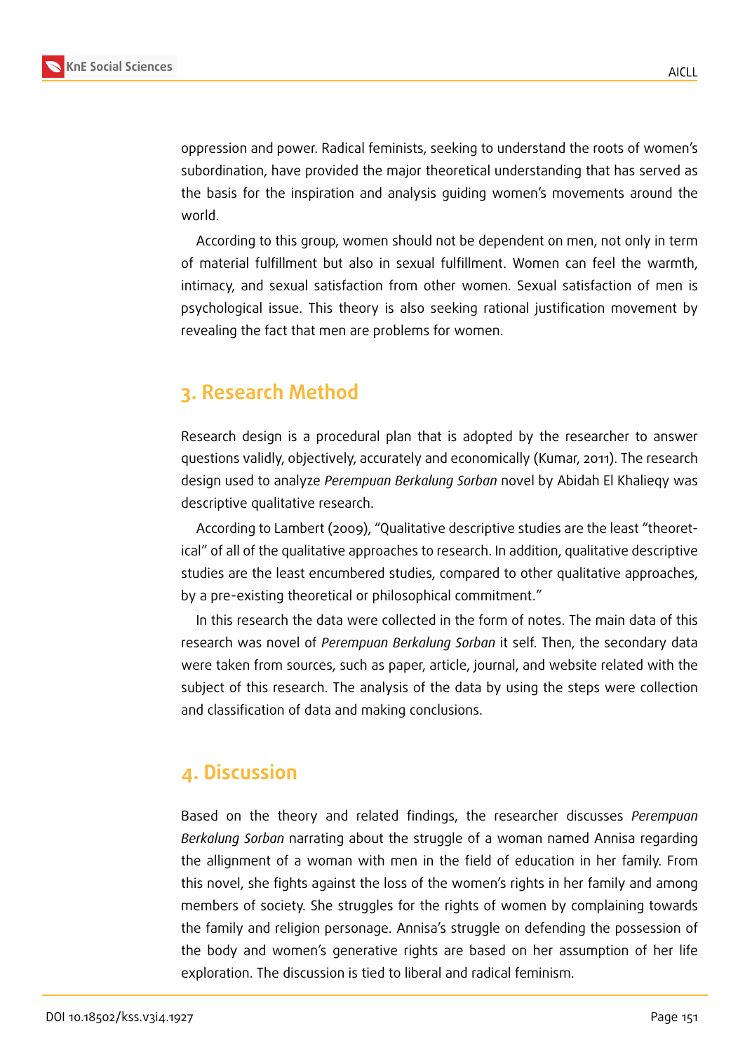oppression and power. Radical feminists, seeking to understand the roots of women's subordination, have provided the major theoretical understanding that has served as the basis for the inspiration and analysis guiding women's movements around the world.

According to this group, women should not be dependent on men, not only in term of material fulfillment but also in sexual fulfillment. Women can feel the warmth, intimacy, and sexual satisfaction from other women. Sexual satisfaction of men is psychological issue. This theory is also seeking rational justification movement by revealing the fact that men are problems for women.

## 3. Research Method

Research design is a procedural plan that is adopted by the researcher to answer questions validly, objectively, accurately and economically (Kumar, 2011). The research design used to analyze *Perempuan Berkalung Sorban* novel by Abidah El Khalieqy was descriptive qualitative research.

According to Lambert (2009), "Qualitative descriptive studies are the least "theoretical" of all of the qualitative approaches to research. In addition, qualitative descriptive studies are the least encumbered studies, compared to other qualitative approaches, by a pre-existing theoretical or philosophical commitment."

In this research the data were collected in the form of notes. The main data of this research was novel of *Perempuan Berkalung Sorban* it self. Then, the secondary data were taken from sources, such as paper, article, journal, and website related with the subject of this research. The analysis of the data by using the steps were collection and classification of data and making conclusions.

## 4. Discussion

Based on the theory and related findings, the researcher discusses *Perempuan Berkalung Sorban* narrating about the struggle of a woman named Annisa regarding the allignment of a woman with men in the field of education in her family. From this novel, she fights against the loss of the women's rights in her family and among members of society. She struggles for the rights of women by complaining towards the family and religion personage. Annisa's struggle on defending the possession of the body and women's generative rights are based on her assumption of her life exploration. The discussion is tied to liberal and radical feminism.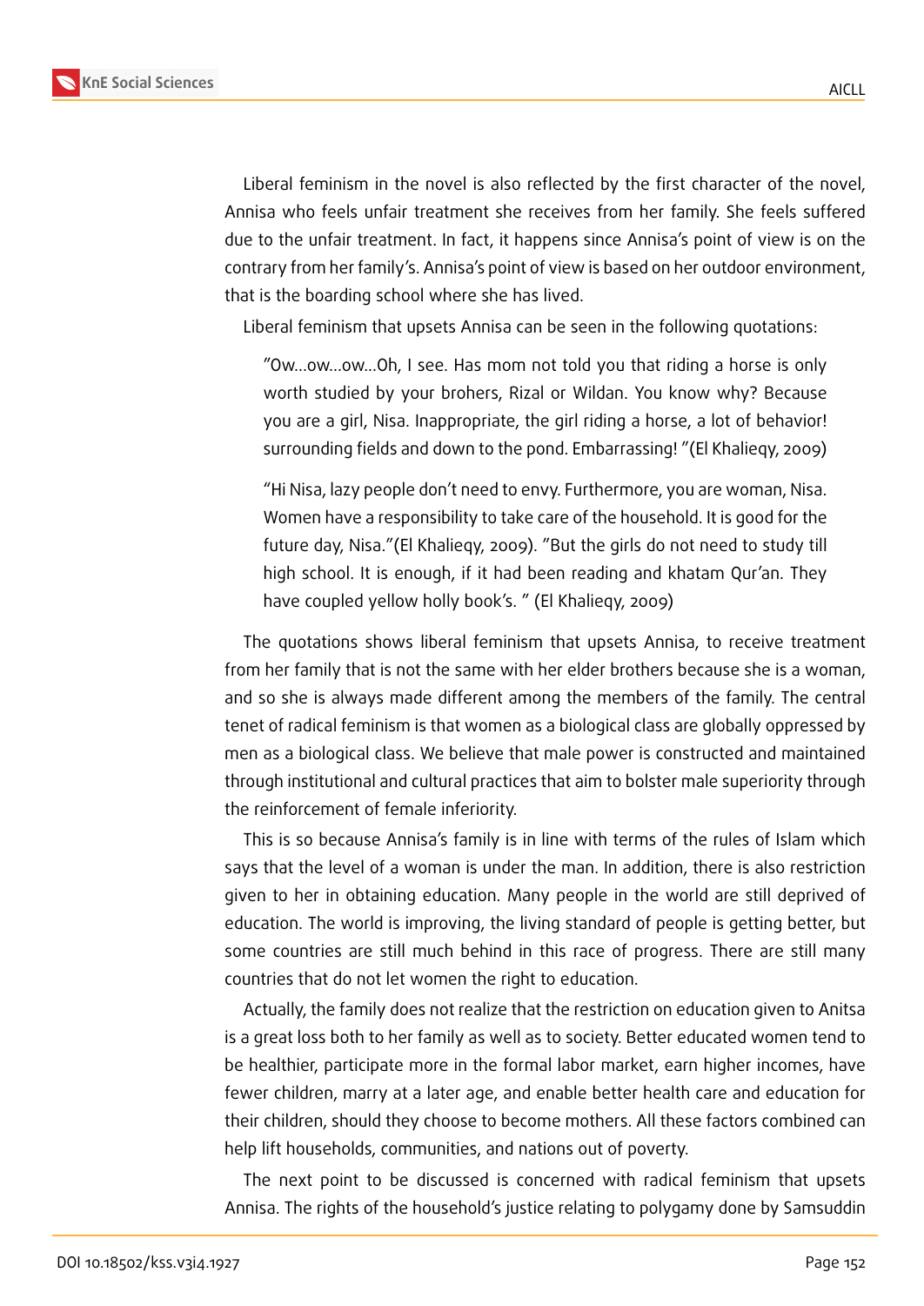Liberal feminism in the novel is also reflected by the first character of the novel, Annisa who feels unfair treatment she receives from her family. She feels suffered due to the unfair treatment. In fact, it happens since Annisa's point of view is on the contrary from her family's. Annisa's point of view is based on her outdoor environment, that is the boarding school where she has lived.

Liberal feminism that upsets Annisa can be seen in the following quotations:

> "Ow...ow...ow...Oh, I see. Has mom not told you that riding a horse is only worth studied by your brohers, Rizal or Wildan. You know why? Because you are a girl, Nisa. Inappropriate, the girl riding a horse, a lot of behavior! surrounding fields and down to the pond. Embarrassing! "(El Khalieqy, 2009)

> "Hi Nisa, lazy people don't need to envy. Furthermore, you are woman, Nisa. Women have a responsibility to take care of the household. It is good for the future day, Nisa."(El Khalieqy, 2009). "But the girls do not need to study till high school. It is enough, if it had been reading and khatam Qur'an. They have coupled yellow holly book's. " (El Khalieqy, 2009)

The quotations shows liberal feminism that upsets Annisa, to receive treatment from her family that is not the same with her elder brothers because she is a woman, and so she is always made different among the members of the family. The central tenet of radical feminism is that women as a biological class are globally oppressed by men as a biological class. We believe that male power is constructed and maintained through institutional and cultural practices that aim to bolster male superiority through the reinforcement of female inferiority.

This is so because Annisa's family is in line with terms of the rules of Islam which says that the level of a woman is under the man. In addition, there is also restriction given to her in obtaining education. Many people in the world are still deprived of education. The world is improving, the living standard of people is getting better, but some countries are still much behind in this race of progress. There are still many countries that do not let women the right to education.

Actually, the family does not realize that the restriction on education given to Anitsa is a great loss both to her family as well as to society. Better educated women tend to be healthier, participate more in the formal labor market, earn higher incomes, have fewer children, marry at a later age, and enable better health care and education for their children, should they choose to become mothers. All these factors combined can help lift households, communities, and nations out of poverty.

The next point to be discussed is concerned with radical feminism that upsets Annisa. The rights of the household's justice relating to polygamy done by Samsuddin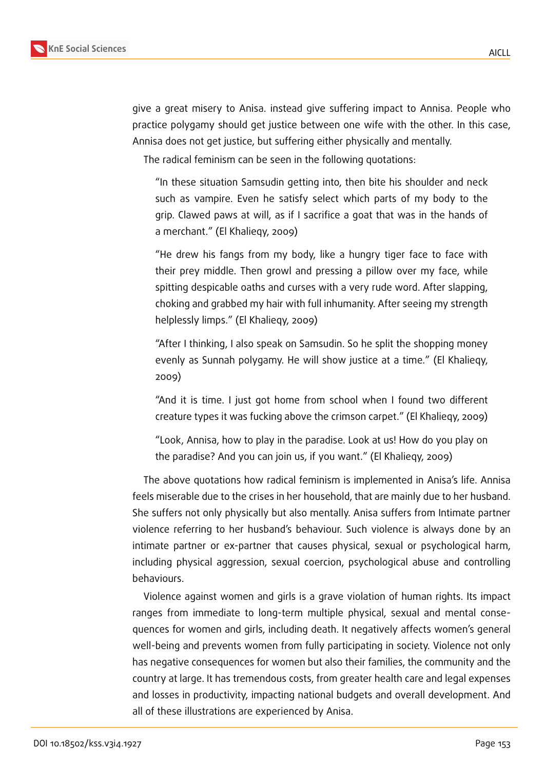give a great misery to Anisa. instead give suffering impact to Annisa. People who practice polygamy should get justice between one wife with the other. In this case, Annisa does not get justice, but suffering either physically and mentally.

The radical feminism can be seen in the following quotations:

> "In these situation Samsudin getting into, then bite his shoulder and neck such as vampire. Even he satisfy select which parts of my body to the grip. Clawed paws at will, as if I sacrifice a goat that was in the hands of a merchant." (El Khalieqy, 2009)

> "He drew his fangs from my body, like a hungry tiger face to face with their prey middle. Then growl and pressing a pillow over my face, while spitting despicable oaths and curses with a very rude word. After slapping, choking and grabbed my hair with full inhumanity. After seeing my strength helplessly limps." (El Khalieqy, 2009)

> "After I thinking, I also speak on Samsudin. So he split the shopping money evenly as Sunnah polygamy. He will show justice at a time." (El Khalieqy, 2009)

> "And it is time. I just got home from school when I found two different creature types it was fucking above the crimson carpet." (El Khalieqy, 2009)

> "Look, Annisa, how to play in the paradise. Look at us! How do you play on the paradise? And you can join us, if you want." (El Khalieqy, 2009)

The above quotations how radical feminism is implemented in Anisa's life. Annisa feels miserable due to the crises in her household, that are mainly due to her husband. She suffers not only physically but also mentally. Anisa suffers from Intimate partner violence referring to her husband's behaviour. Such violence is always done by an intimate partner or ex-partner that causes physical, sexual or psychological harm, including physical aggression, sexual coercion, psychological abuse and controlling behaviours.

Violence against women and girls is a grave violation of human rights. Its impact ranges from immediate to long-term multiple physical, sexual and mental consequences for women and girls, including death. It negatively affects women's general well-being and prevents women from fully participating in society. Violence not only has negative consequences for women but also their families, the community and the country at large. It has tremendous costs, from greater health care and legal expenses and losses in productivity, impacting national budgets and overall development. And all of these illustrations are experienced by Anisa.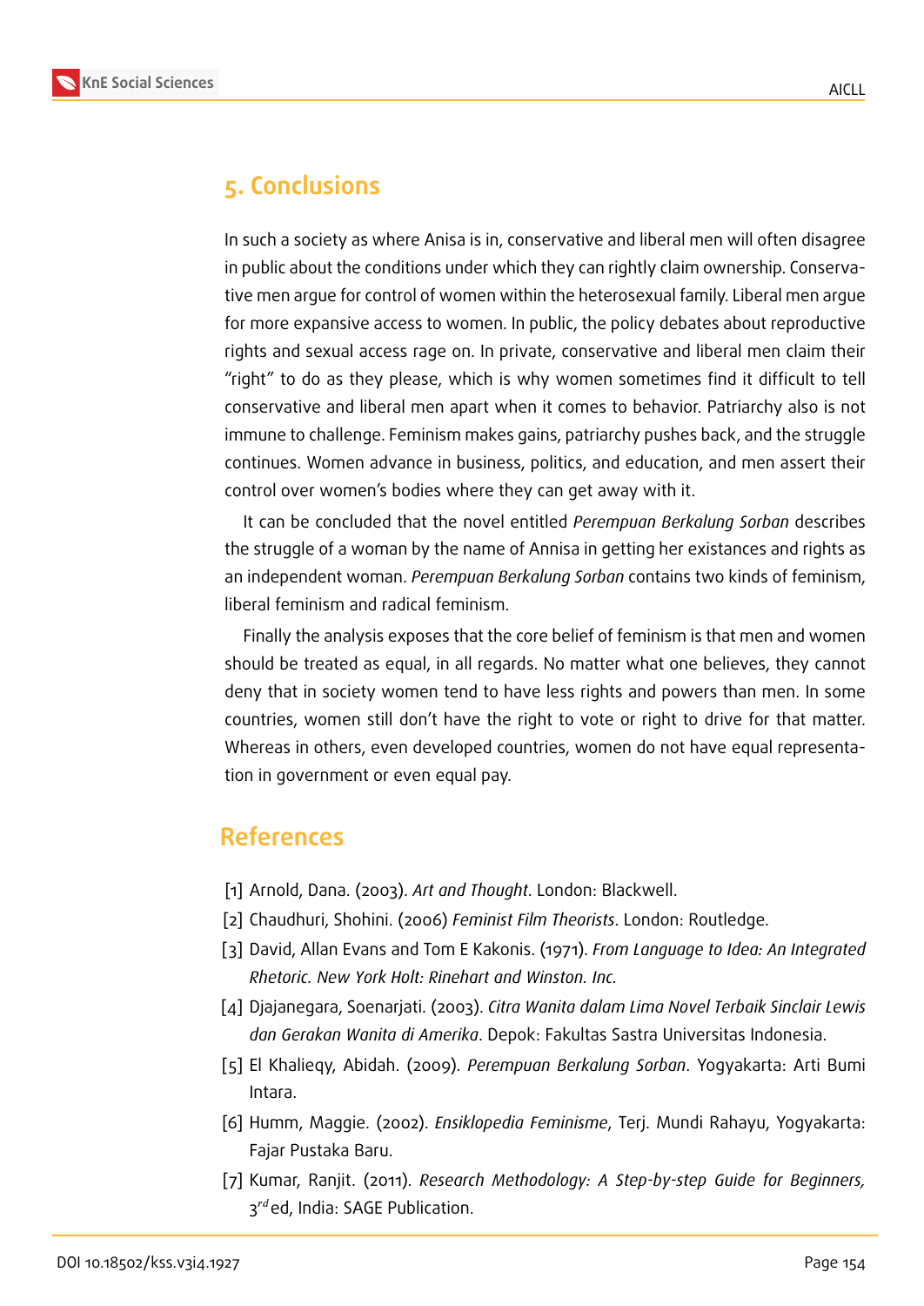## 5. Conclusions

In such a society as where Anisa is in, conservative and liberal men will often disagree in public about the conditions under which they can rightly claim ownership. Conservative men argue for control of women within the heterosexual family. Liberal men argue for more expansive access to women. In public, the policy debates about reproductive rights and sexual access rage on. In private, conservative and liberal men claim their "right" to do as they please, which is why women sometimes find it difficult to tell conservative and liberal men apart when it comes to behavior. Patriarchy also is not immune to challenge. Feminism makes gains, patriarchy pushes back, and the struggle continues. Women advance in business, politics, and education, and men assert their control over women's bodies where they can get away with it.

It can be concluded that the novel entitled *Perempuan Berkalung Sorban* describes the struggle of a woman by the name of Annisa in getting her existances and rights as an independent woman. *Perempuan Berkalung Sorban* contains two kinds of feminism, liberal feminism and radical feminism.

Finally the analysis exposes that the core belief of feminism is that men and women should be treated as equal, in all regards. No matter what one believes, they cannot deny that in society women tend to have less rights and powers than men. In some countries, women still don't have the right to vote or right to drive for that matter. Whereas in others, even developed countries, women do not have equal representation in government or even equal pay.

## References

[1] Arnold, Dana. (2003). *Art and Thought*. London: Blackwell.

[2] Chaudhuri, Shohini. (2006) *Feminist Film Theorists*. London: Routledge.

[3] David, Allan Evans and Tom E Kakonis. (1971). *From Language to Idea: An Integrated Rhetoric. New York Holt: Rinehart and Winston. Inc.*

[4] Djajanegara, Soenarjati. (2003). *Citra Wanita dalam Lima Novel Terbaik Sinclair Lewis dan Gerakan Wanita di Amerika*. Depok: Fakultas Sastra Universitas Indonesia.

[5] El Khalieqy, Abidah. (2009). *Perempuan Berkalung Sorban*. Yogyakarta: Arti Bumi Intara.

[6] Humm, Maggie. (2002). *Ensiklopedia Feminisme*, Terj. Mundi Rahayu, Yogyakarta: Fajar Pustaka Baru.

[7] Kumar, Ranjit. (2011). *Research Methodology: A Step-by-step Guide for Beginners,* 3$^{rd}$ ed, India: SAGE Publication.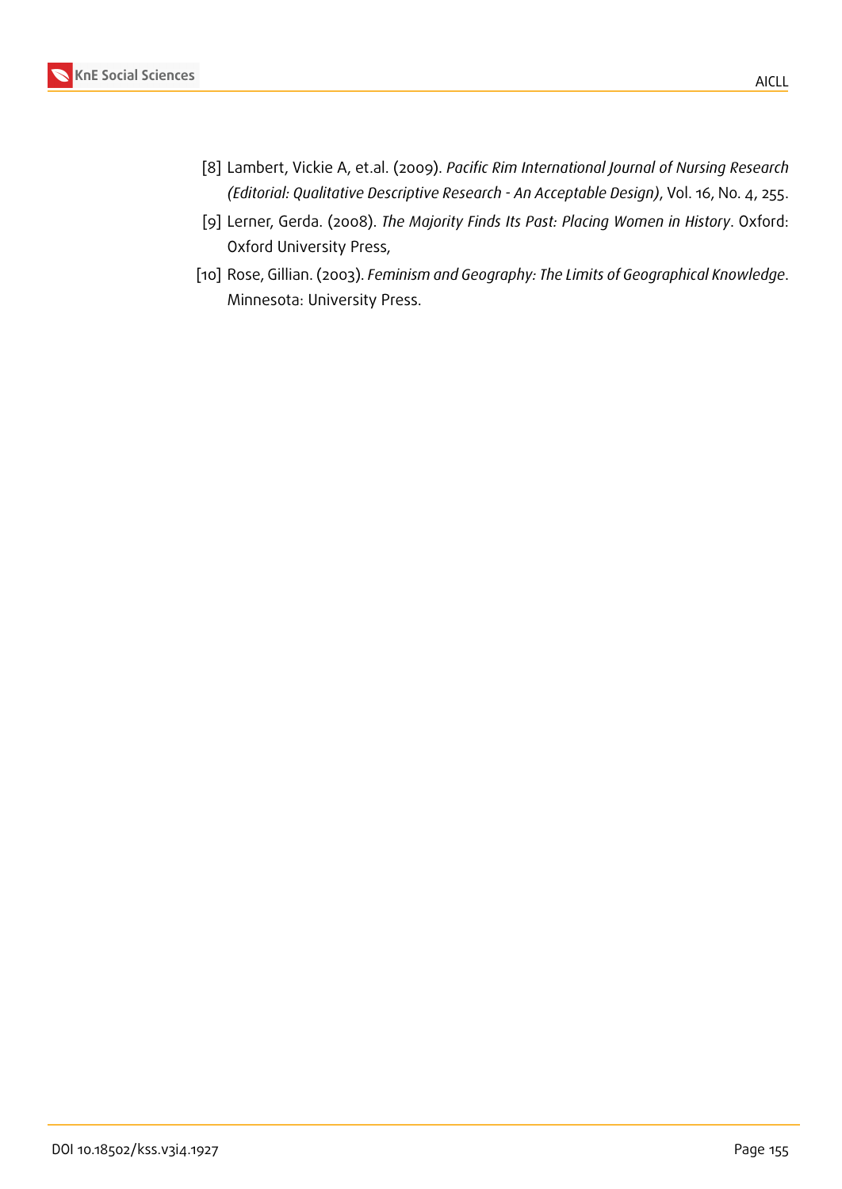[8] Lambert, Vickie A, et.al. (2009). *Pacific Rim International Journal of Nursing Research (Editorial: Qualitative Descriptive Research - An Acceptable Design)*, Vol. 16, No. 4, 255.

[9] Lerner, Gerda. (2008). *The Majority Finds Its Past: Placing Women in History*. Oxford: Oxford University Press,

[10] Rose, Gillian. (2003). *Feminism and Geography: The Limits of Geographical Knowledge*. Minnesota: University Press.